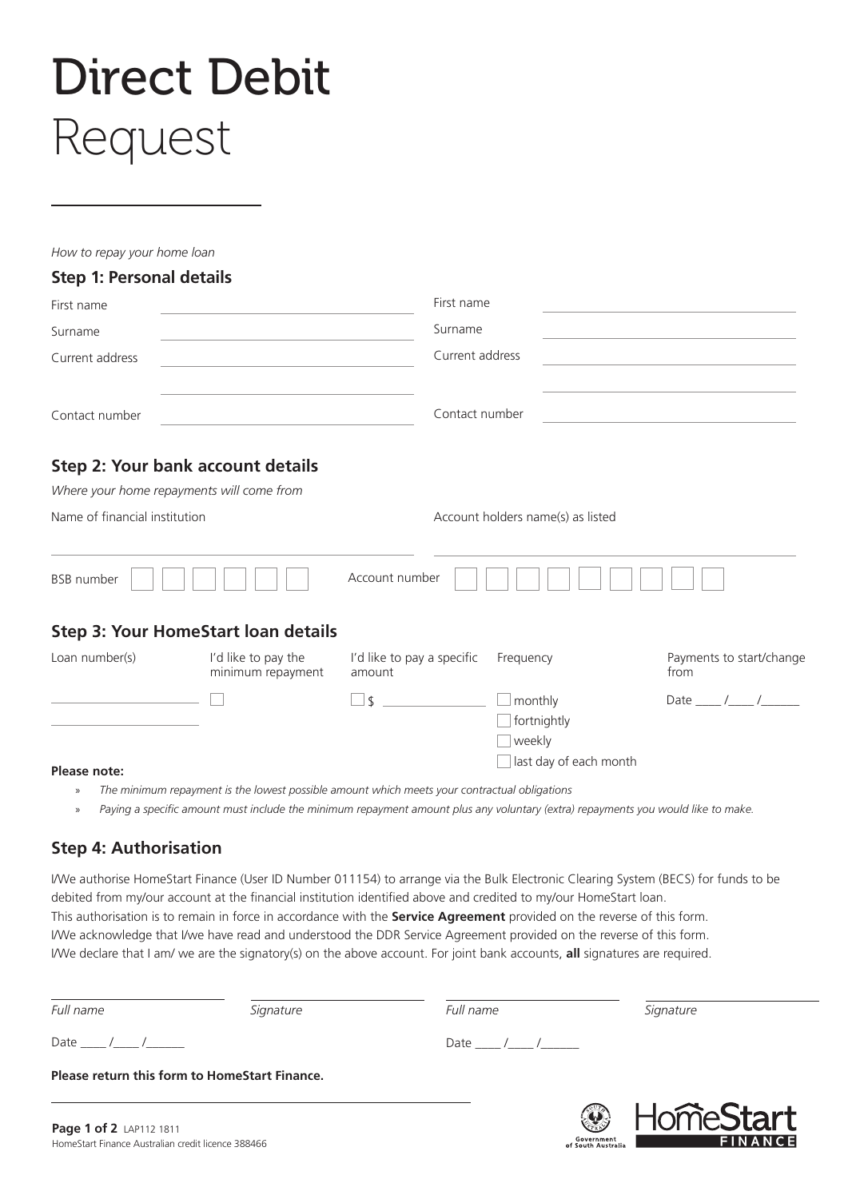# Direct Debit Request

*How to repay your home loan*

## Step 1: Personal details

| | | | |
|---|---|---|---|
| First name | | First name | |
| Surname | | Surname | |
| Current address | | Current address | |
| | | | |
| Contact number | | Contact number | |

## Step 2: Your bank account details

*Where your home repayments will come from*

Name of financial institution ______________________

Account holders name(s) as listed ______________________

BSB number ☐☐☐☐☐☐ Account number ☐☐☐☐☐☐☐☐☐

## Step 3: Your HomeStart loan details

| Loan number(s) | I'd like to pay the minimum repayment | I'd like to pay a specific amount | Frequency | Payments to start/change from |
|---|---|---|---|---|
| ____________ | ☐ | ☐ $ ________ | ☐ monthly<br>☐ fortnightly<br>☐ weekly<br>☐ last day of each month | Date ____ /____ /______ |
| ____________ | | | | |

**Please note:**

- *The minimum repayment is the lowest possible amount which meets your contractual obligations*
- *Paying a specific amount must include the minimum repayment amount plus any voluntary (extra) repayments you would like to make.*

## Step 4: Authorisation

I/We authorise HomeStart Finance (User ID Number 011154) to arrange via the Bulk Electronic Clearing System (BECS) for funds to be debited from my/our account at the financial institution identified above and credited to my/our HomeStart loan.
This authorisation is to remain in force in accordance with the **Service Agreement** provided on the reverse of this form.
I/We acknowledge that I/we have read and understood the DDR Service Agreement provided on the reverse of this form.
I/We declare that I am/ we are the signatory(s) on the above account. For joint bank accounts, **all** signatures are required.

| *Full name* | *Signature* | *Full name* | *Signature* |
|---|---|---|---|
| Date ____ /____ /______ | | Date ____ /____ /______ | |

**Please return this form to HomeStart Finance.**

LAP112 1811
HomeStart Finance Australian credit licence 388466

Government of South Australia
HomeStart FINANCE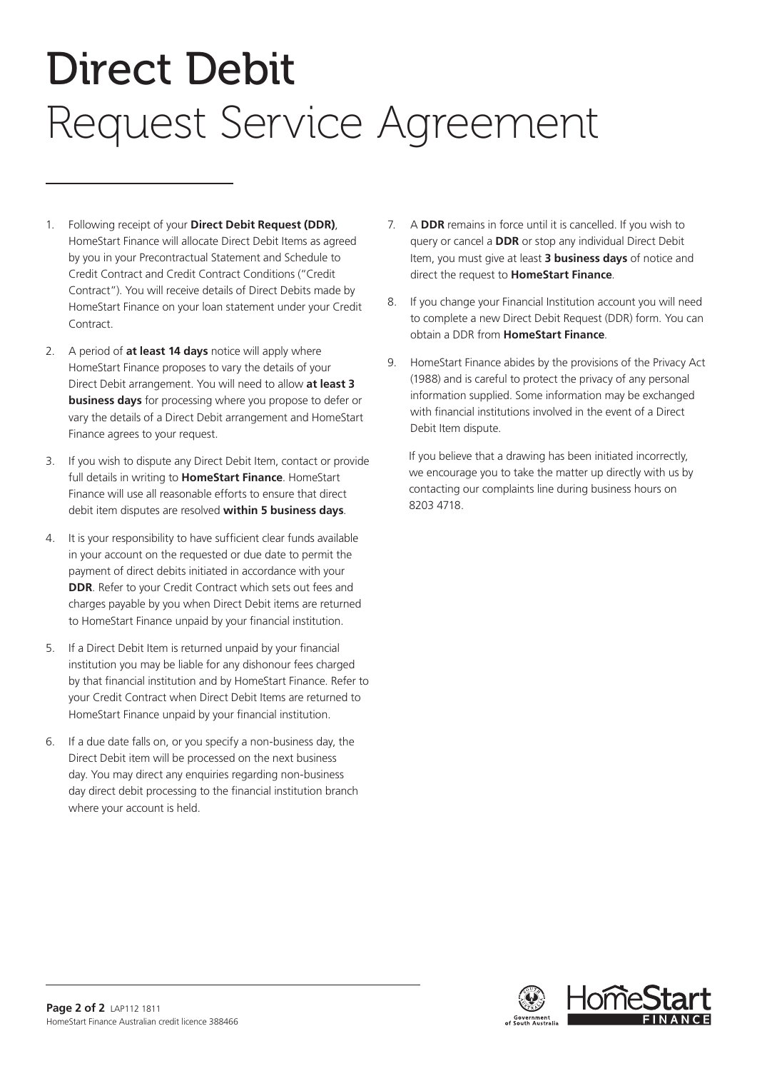# Direct Debit Request Service Agreement

1. Following receipt of your **Direct Debit Request (DDR)**, HomeStart Finance will allocate Direct Debit Items as agreed by you in your Precontractual Statement and Schedule to Credit Contract and Credit Contract Conditions ("Credit Contract"). You will receive details of Direct Debits made by HomeStart Finance on your loan statement under your Credit Contract.
2. A period of **at least 14 days** notice will apply where HomeStart Finance proposes to vary the details of your Direct Debit arrangement. You will need to allow **at least 3 business days** for processing where you propose to defer or vary the details of a Direct Debit arrangement and HomeStart Finance agrees to your request.
3. If you wish to dispute any Direct Debit Item, contact or provide full details in writing to **HomeStart Finance**. HomeStart Finance will use all reasonable efforts to ensure that direct debit item disputes are resolved **within 5 business days**.
4. It is your responsibility to have sufficient clear funds available in your account on the requested or due date to permit the payment of direct debits initiated in accordance with your **DDR**. Refer to your Credit Contract which sets out fees and charges payable by you when Direct Debit items are returned to HomeStart Finance unpaid by your financial institution.
5. If a Direct Debit Item is returned unpaid by your financial institution you may be liable for any dishonour fees charged by that financial institution and by HomeStart Finance. Refer to your Credit Contract when Direct Debit Items are returned to HomeStart Finance unpaid by your financial institution.
6. If a due date falls on, or you specify a non-business day, the Direct Debit item will be processed on the next business day. You may direct any enquiries regarding non-business day direct debit processing to the financial institution branch where your account is held.
7. A **DDR** remains in force until it is cancelled. If you wish to query or cancel a **DDR** or stop any individual Direct Debit Item, you must give at least **3 business days** of notice and direct the request to **HomeStart Finance**.
8. If you change your Financial Institution account you will need to complete a new Direct Debit Request (DDR) form. You can obtain a DDR from **HomeStart Finance**.
9. HomeStart Finance abides by the provisions of the Privacy Act (1988) and is careful to protect the privacy of any personal information supplied. Some information may be exchanged with financial institutions involved in the event of a Direct Debit Item dispute.

   If you believe that a drawing has been initiated incorrectly, we encourage you to take the matter up directly with us by contacting our complaints line during business hours on 8203 4718.

LAP112 1811
HomeStart Finance Australian credit licence 388466